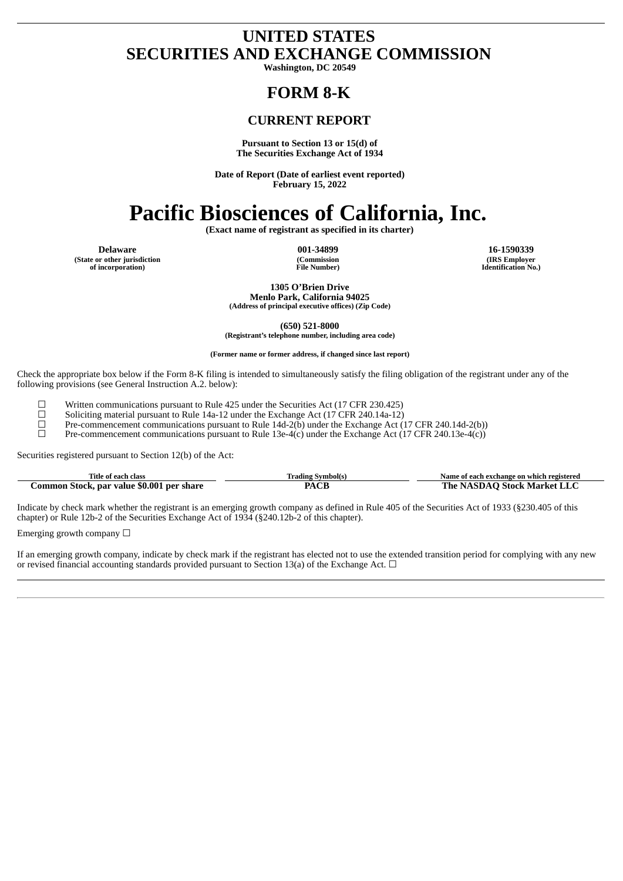# UNITED STATES
# SECURITIES AND EXCHANGE COMMISSION

**Washington, DC 20549**

# FORM 8-K

## CURRENT REPORT

**Pursuant to Section 13 or 15(d) of**
**The Securities Exchange Act of 1934**

**Date of Report (Date of earliest event reported)**
**February 15, 2022**

# Pacific Biosciences of California, Inc.

**(Exact name of registrant as specified in its charter)**

| **Delaware** | **001-34899** | **16-1590339** |
|---|---|---|
| **(State or other jurisdiction of incorporation)** | **(Commission File Number)** | **(IRS Employer Identification No.)** |

**1305 O'Brien Drive**
**Menlo Park, California 94025**
**(Address of principal executive offices) (Zip Code)**

**(650) 521-8000**
**(Registrant's telephone number, including area code)**

**(Former name or former address, if changed since last report)**

Check the appropriate box below if the Form 8-K filing is intended to simultaneously satisfy the filing obligation of the registrant under any of the following provisions (see General Instruction A.2. below):

☐ Written communications pursuant to Rule 425 under the Securities Act (17 CFR 230.425)
☐ Soliciting material pursuant to Rule 14a-12 under the Exchange Act (17 CFR 240.14a-12)
☐ Pre-commencement communications pursuant to Rule 14d-2(b) under the Exchange Act (17 CFR 240.14d-2(b))
☐ Pre-commencement communications pursuant to Rule 13e-4(c) under the Exchange Act (17 CFR 240.13e-4(c))

Securities registered pursuant to Section 12(b) of the Act:

| Title of each class | Trading Symbol(s) | Name of each exchange on which registered |
|---|---|---|
| **Common Stock, par value $0.001 per share** | **PACB** | **The NASDAQ Stock Market LLC** |

Indicate by check mark whether the registrant is an emerging growth company as defined in Rule 405 of the Securities Act of 1933 (§230.405 of this chapter) or Rule 12b-2 of the Securities Exchange Act of 1934 (§240.12b-2 of this chapter).

Emerging growth company ☐

If an emerging growth company, indicate by check mark if the registrant has elected not to use the extended transition period for complying with any new or revised financial accounting standards provided pursuant to Section 13(a) of the Exchange Act. ☐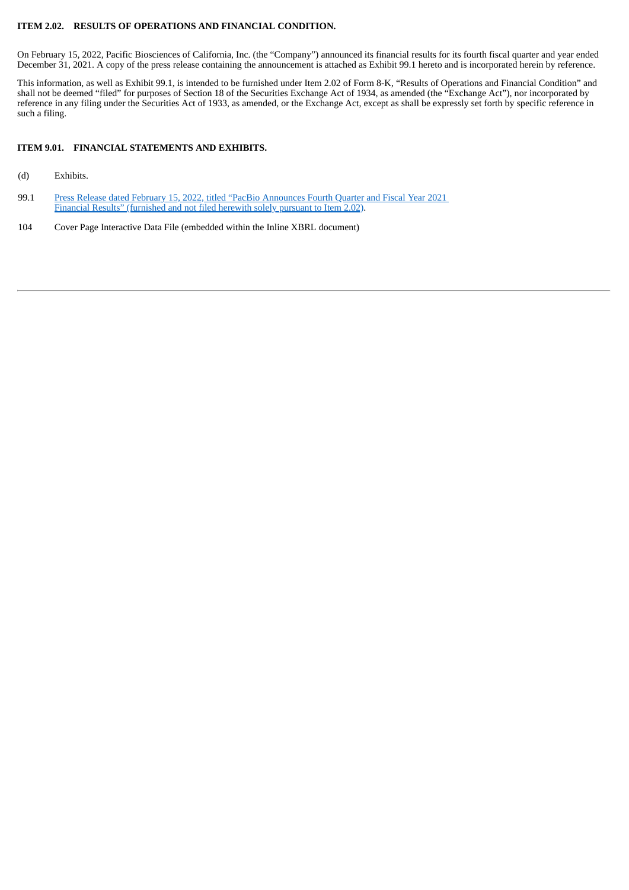## ITEM 2.02. RESULTS OF OPERATIONS AND FINANCIAL CONDITION.

On February 15, 2022, Pacific Biosciences of California, Inc. (the "Company") announced its financial results for its fourth fiscal quarter and year ended December 31, 2021. A copy of the press release containing the announcement is attached as Exhibit 99.1 hereto and is incorporated herein by reference.

This information, as well as Exhibit 99.1, is intended to be furnished under Item 2.02 of Form 8-K, "Results of Operations and Financial Condition" and shall not be deemed "filed" for purposes of Section 18 of the Securities Exchange Act of 1934, as amended (the "Exchange Act"), nor incorporated by reference in any filing under the Securities Act of 1933, as amended, or the Exchange Act, except as shall be expressly set forth by specific reference in such a filing.

## ITEM 9.01. FINANCIAL STATEMENTS AND EXHIBITS.

(d) Exhibits.

99.1 Press Release dated February 15, 2022, titled "PacBio Announces Fourth Quarter and Fiscal Year 2021 Financial Results" (furnished and not filed herewith solely pursuant to Item 2.02).

104 Cover Page Interactive Data File (embedded within the Inline XBRL document)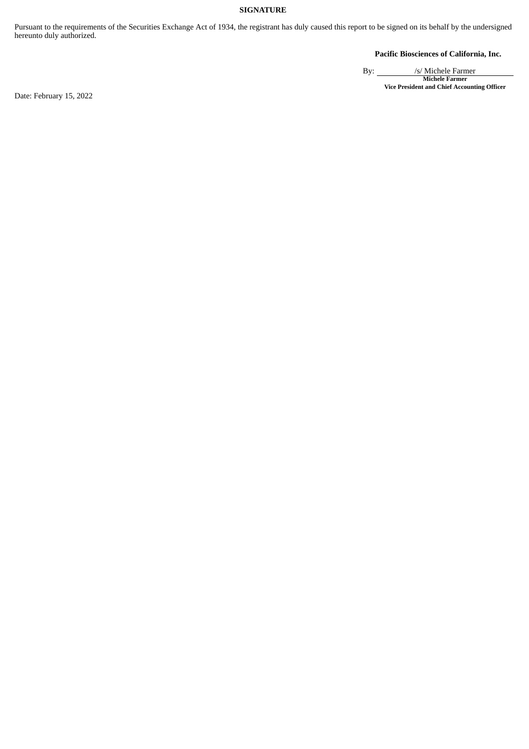**SIGNATURE**

Pursuant to the requirements of the Securities Exchange Act of 1934, the registrant has duly caused this report to be signed on its behalf by the undersigned hereunto duly authorized.

**Pacific Biosciences of California, Inc.**

By: /s/ Michele Farmer

**Michele Farmer**

**Vice President and Chief Accounting Officer**

Date: February 15, 2022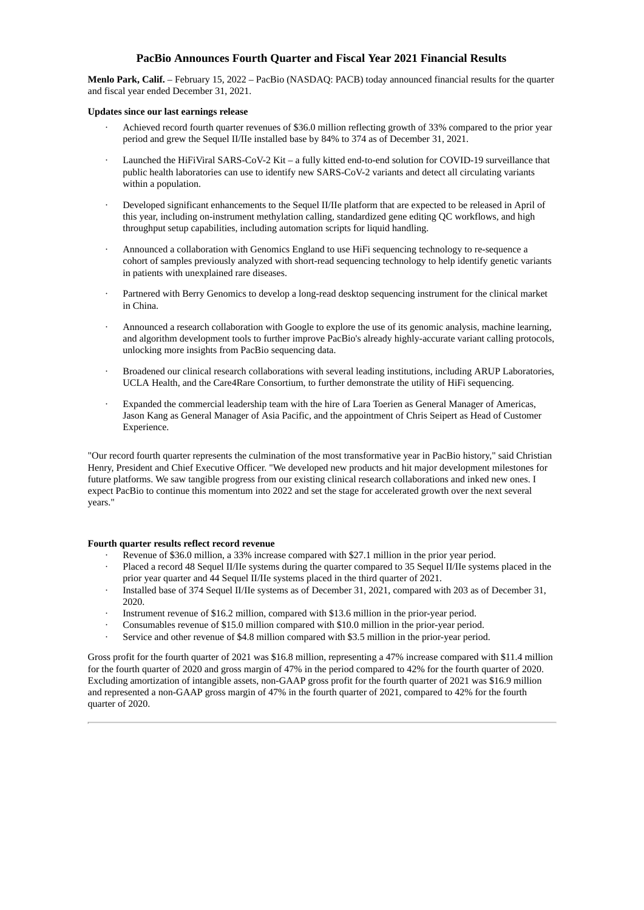# PacBio Announces Fourth Quarter and Fiscal Year 2021 Financial Results

**Menlo Park, Calif.** – February 15, 2022 – PacBio (NASDAQ: PACB) today announced financial results for the quarter and fiscal year ended December 31, 2021.

**Updates since our last earnings release**

- Achieved record fourth quarter revenues of $36.0 million reflecting growth of 33% compared to the prior year period and grew the Sequel II/IIe installed base by 84% to 374 as of December 31, 2021.
- Launched the HiFiViral SARS-CoV-2 Kit – a fully kitted end-to-end solution for COVID-19 surveillance that public health laboratories can use to identify new SARS-CoV-2 variants and detect all circulating variants within a population.
- Developed significant enhancements to the Sequel II/IIe platform that are expected to be released in April of this year, including on-instrument methylation calling, standardized gene editing QC workflows, and high throughput setup capabilities, including automation scripts for liquid handling.
- Announced a collaboration with Genomics England to use HiFi sequencing technology to re-sequence a cohort of samples previously analyzed with short-read sequencing technology to help identify genetic variants in patients with unexplained rare diseases.
- Partnered with Berry Genomics to develop a long-read desktop sequencing instrument for the clinical market in China.
- Announced a research collaboration with Google to explore the use of its genomic analysis, machine learning, and algorithm development tools to further improve PacBio's already highly-accurate variant calling protocols, unlocking more insights from PacBio sequencing data.
- Broadened our clinical research collaborations with several leading institutions, including ARUP Laboratories, UCLA Health, and the Care4Rare Consortium, to further demonstrate the utility of HiFi sequencing.
- Expanded the commercial leadership team with the hire of Lara Toerien as General Manager of Americas, Jason Kang as General Manager of Asia Pacific, and the appointment of Chris Seipert as Head of Customer Experience.

"Our record fourth quarter represents the culmination of the most transformative year in PacBio history," said Christian Henry, President and Chief Executive Officer. "We developed new products and hit major development milestones for future platforms. We saw tangible progress from our existing clinical research collaborations and inked new ones. I expect PacBio to continue this momentum into 2022 and set the stage for accelerated growth over the next several years."

**Fourth quarter results reflect record revenue**

- Revenue of $36.0 million, a 33% increase compared with $27.1 million in the prior year period.
- Placed a record 48 Sequel II/IIe systems during the quarter compared to 35 Sequel II/IIe systems placed in the prior year quarter and 44 Sequel II/IIe systems placed in the third quarter of 2021.
- Installed base of 374 Sequel II/IIe systems as of December 31, 2021, compared with 203 as of December 31, 2020.
- Instrument revenue of $16.2 million, compared with $13.6 million in the prior-year period.
- Consumables revenue of $15.0 million compared with $10.0 million in the prior-year period.
- Service and other revenue of $4.8 million compared with $3.5 million in the prior-year period.

Gross profit for the fourth quarter of 2021 was $16.8 million, representing a 47% increase compared with $11.4 million for the fourth quarter of 2020 and gross margin of 47% in the period compared to 42% for the fourth quarter of 2020. Excluding amortization of intangible assets, non-GAAP gross profit for the fourth quarter of 2021 was $16.9 million and represented a non-GAAP gross margin of 47% in the fourth quarter of 2021, compared to 42% for the fourth quarter of 2020.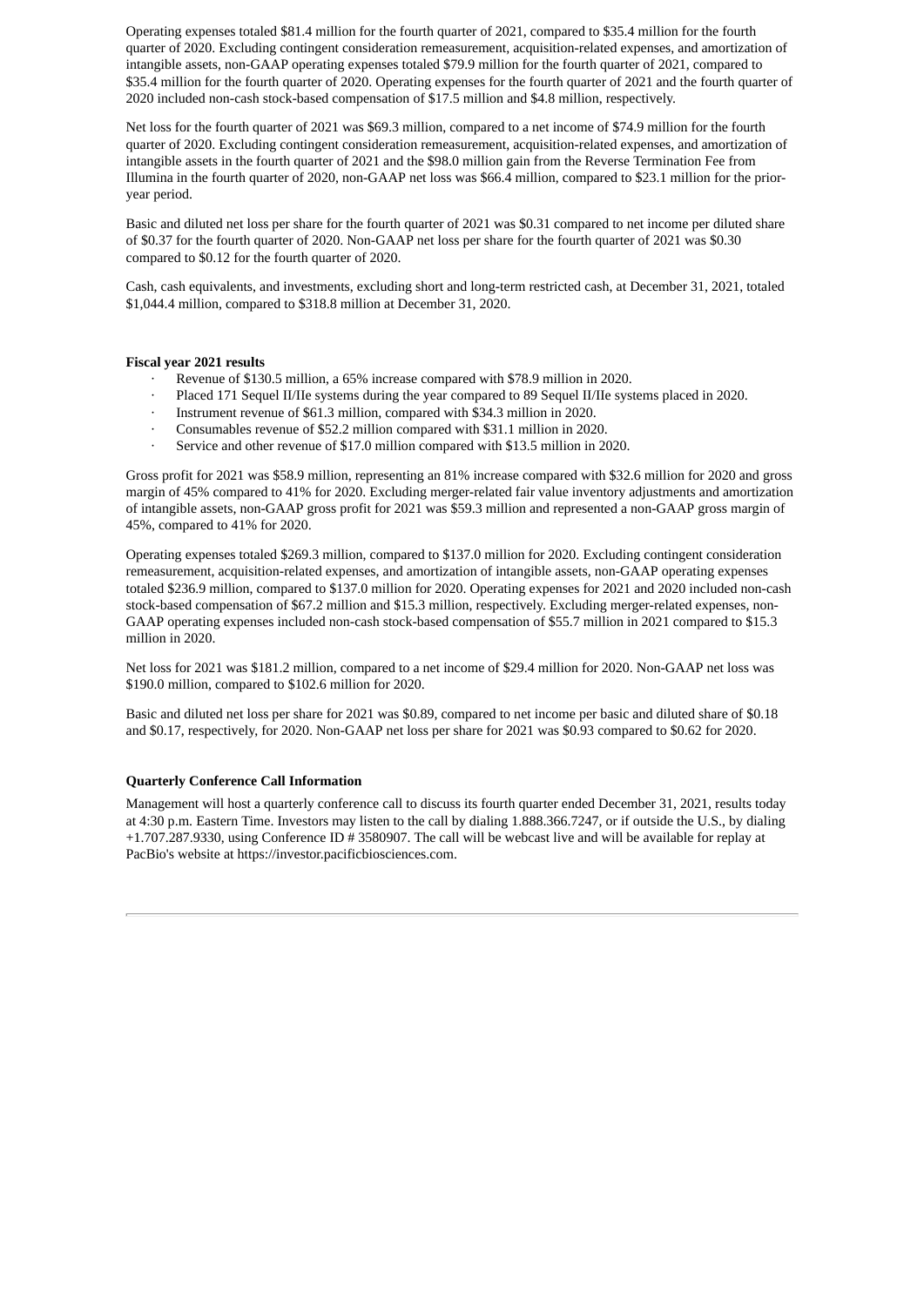Operating expenses totaled $81.4 million for the fourth quarter of 2021, compared to $35.4 million for the fourth quarter of 2020. Excluding contingent consideration remeasurement, acquisition-related expenses, and amortization of intangible assets, non-GAAP operating expenses totaled $79.9 million for the fourth quarter of 2021, compared to $35.4 million for the fourth quarter of 2020. Operating expenses for the fourth quarter of 2021 and the fourth quarter of 2020 included non-cash stock-based compensation of $17.5 million and $4.8 million, respectively.

Net loss for the fourth quarter of 2021 was $69.3 million, compared to a net income of $74.9 million for the fourth quarter of 2020. Excluding contingent consideration remeasurement, acquisition-related expenses, and amortization of intangible assets in the fourth quarter of 2021 and the $98.0 million gain from the Reverse Termination Fee from Illumina in the fourth quarter of 2020, non-GAAP net loss was $66.4 million, compared to $23.1 million for the prior-year period.

Basic and diluted net loss per share for the fourth quarter of 2021 was $0.31 compared to net income per diluted share of $0.37 for the fourth quarter of 2020. Non-GAAP net loss per share for the fourth quarter of 2021 was $0.30 compared to $0.12 for the fourth quarter of 2020.

Cash, cash equivalents, and investments, excluding short and long-term restricted cash, at December 31, 2021, totaled $1,044.4 million, compared to $318.8 million at December 31, 2020.

**Fiscal year 2021 results**

- Revenue of $130.5 million, a 65% increase compared with $78.9 million in 2020.
- Placed 171 Sequel II/IIe systems during the year compared to 89 Sequel II/IIe systems placed in 2020.
- Instrument revenue of $61.3 million, compared with $34.3 million in 2020.
- Consumables revenue of $52.2 million compared with $31.1 million in 2020.
- Service and other revenue of $17.0 million compared with $13.5 million in 2020.

Gross profit for 2021 was $58.9 million, representing an 81% increase compared with $32.6 million for 2020 and gross margin of 45% compared to 41% for 2020. Excluding merger-related fair value inventory adjustments and amortization of intangible assets, non-GAAP gross profit for 2021 was $59.3 million and represented a non-GAAP gross margin of 45%, compared to 41% for 2020.

Operating expenses totaled $269.3 million, compared to $137.0 million for 2020. Excluding contingent consideration remeasurement, acquisition-related expenses, and amortization of intangible assets, non-GAAP operating expenses totaled $236.9 million, compared to $137.0 million for 2020. Operating expenses for 2021 and 2020 included non-cash stock-based compensation of $67.2 million and $15.3 million, respectively. Excluding merger-related expenses, non-GAAP operating expenses included non-cash stock-based compensation of $55.7 million in 2021 compared to $15.3 million in 2020.

Net loss for 2021 was $181.2 million, compared to a net income of $29.4 million for 2020. Non-GAAP net loss was $190.0 million, compared to $102.6 million for 2020.

Basic and diluted net loss per share for 2021 was $0.89, compared to net income per basic and diluted share of $0.18 and $0.17, respectively, for 2020. Non-GAAP net loss per share for 2021 was $0.93 compared to $0.62 for 2020.

**Quarterly Conference Call Information**

Management will host a quarterly conference call to discuss its fourth quarter ended December 31, 2021, results today at 4:30 p.m. Eastern Time. Investors may listen to the call by dialing 1.888.366.7247, or if outside the U.S., by dialing +1.707.287.9330, using Conference ID # 3580907. The call will be webcast live and will be available for replay at PacBio's website at https://investor.pacificbiosciences.com.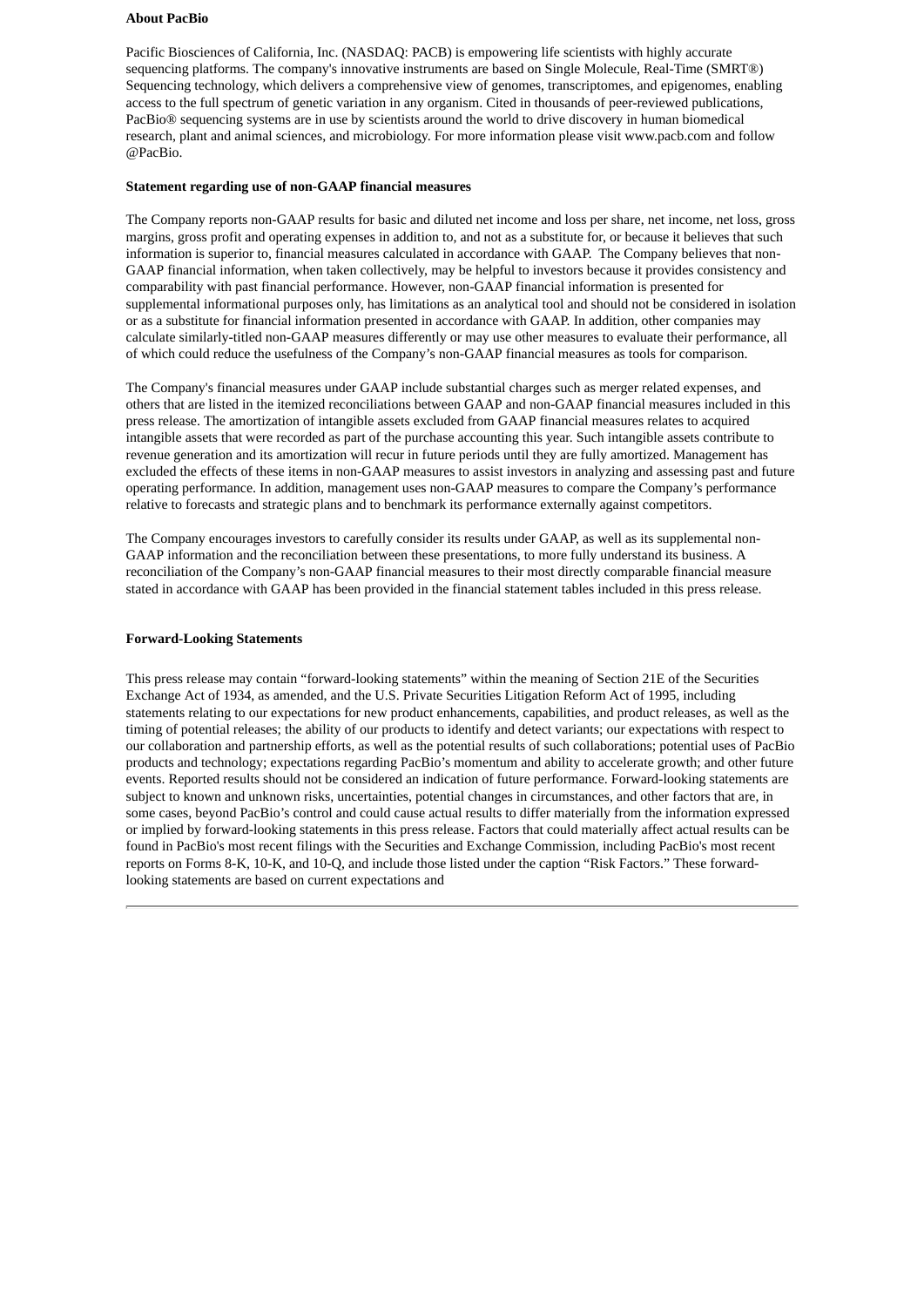**About PacBio**

Pacific Biosciences of California, Inc. (NASDAQ: PACB) is empowering life scientists with highly accurate sequencing platforms. The company's innovative instruments are based on Single Molecule, Real-Time (SMRT®) Sequencing technology, which delivers a comprehensive view of genomes, transcriptomes, and epigenomes, enabling access to the full spectrum of genetic variation in any organism. Cited in thousands of peer-reviewed publications, PacBio® sequencing systems are in use by scientists around the world to drive discovery in human biomedical research, plant and animal sciences, and microbiology. For more information please visit www.pacb.com and follow @PacBio.

**Statement regarding use of non-GAAP financial measures**

The Company reports non-GAAP results for basic and diluted net income and loss per share, net income, net loss, gross margins, gross profit and operating expenses in addition to, and not as a substitute for, or because it believes that such information is superior to, financial measures calculated in accordance with GAAP. The Company believes that non-GAAP financial information, when taken collectively, may be helpful to investors because it provides consistency and comparability with past financial performance. However, non-GAAP financial information is presented for supplemental informational purposes only, has limitations as an analytical tool and should not be considered in isolation or as a substitute for financial information presented in accordance with GAAP. In addition, other companies may calculate similarly-titled non-GAAP measures differently or may use other measures to evaluate their performance, all of which could reduce the usefulness of the Company's non-GAAP financial measures as tools for comparison.

The Company's financial measures under GAAP include substantial charges such as merger related expenses, and others that are listed in the itemized reconciliations between GAAP and non-GAAP financial measures included in this press release. The amortization of intangible assets excluded from GAAP financial measures relates to acquired intangible assets that were recorded as part of the purchase accounting this year. Such intangible assets contribute to revenue generation and its amortization will recur in future periods until they are fully amortized. Management has excluded the effects of these items in non-GAAP measures to assist investors in analyzing and assessing past and future operating performance. In addition, management uses non-GAAP measures to compare the Company's performance relative to forecasts and strategic plans and to benchmark its performance externally against competitors.

The Company encourages investors to carefully consider its results under GAAP, as well as its supplemental non-GAAP information and the reconciliation between these presentations, to more fully understand its business. A reconciliation of the Company's non-GAAP financial measures to their most directly comparable financial measure stated in accordance with GAAP has been provided in the financial statement tables included in this press release.

**Forward-Looking Statements**

This press release may contain "forward-looking statements" within the meaning of Section 21E of the Securities Exchange Act of 1934, as amended, and the U.S. Private Securities Litigation Reform Act of 1995, including statements relating to our expectations for new product enhancements, capabilities, and product releases, as well as the timing of potential releases; the ability of our products to identify and detect variants; our expectations with respect to our collaboration and partnership efforts, as well as the potential results of such collaborations; potential uses of PacBio products and technology; expectations regarding PacBio's momentum and ability to accelerate growth; and other future events. Reported results should not be considered an indication of future performance. Forward-looking statements are subject to known and unknown risks, uncertainties, potential changes in circumstances, and other factors that are, in some cases, beyond PacBio's control and could cause actual results to differ materially from the information expressed or implied by forward-looking statements in this press release. Factors that could materially affect actual results can be found in PacBio's most recent filings with the Securities and Exchange Commission, including PacBio's most recent reports on Forms 8-K, 10-K, and 10-Q, and include those listed under the caption "Risk Factors." These forward-looking statements are based on current expectations and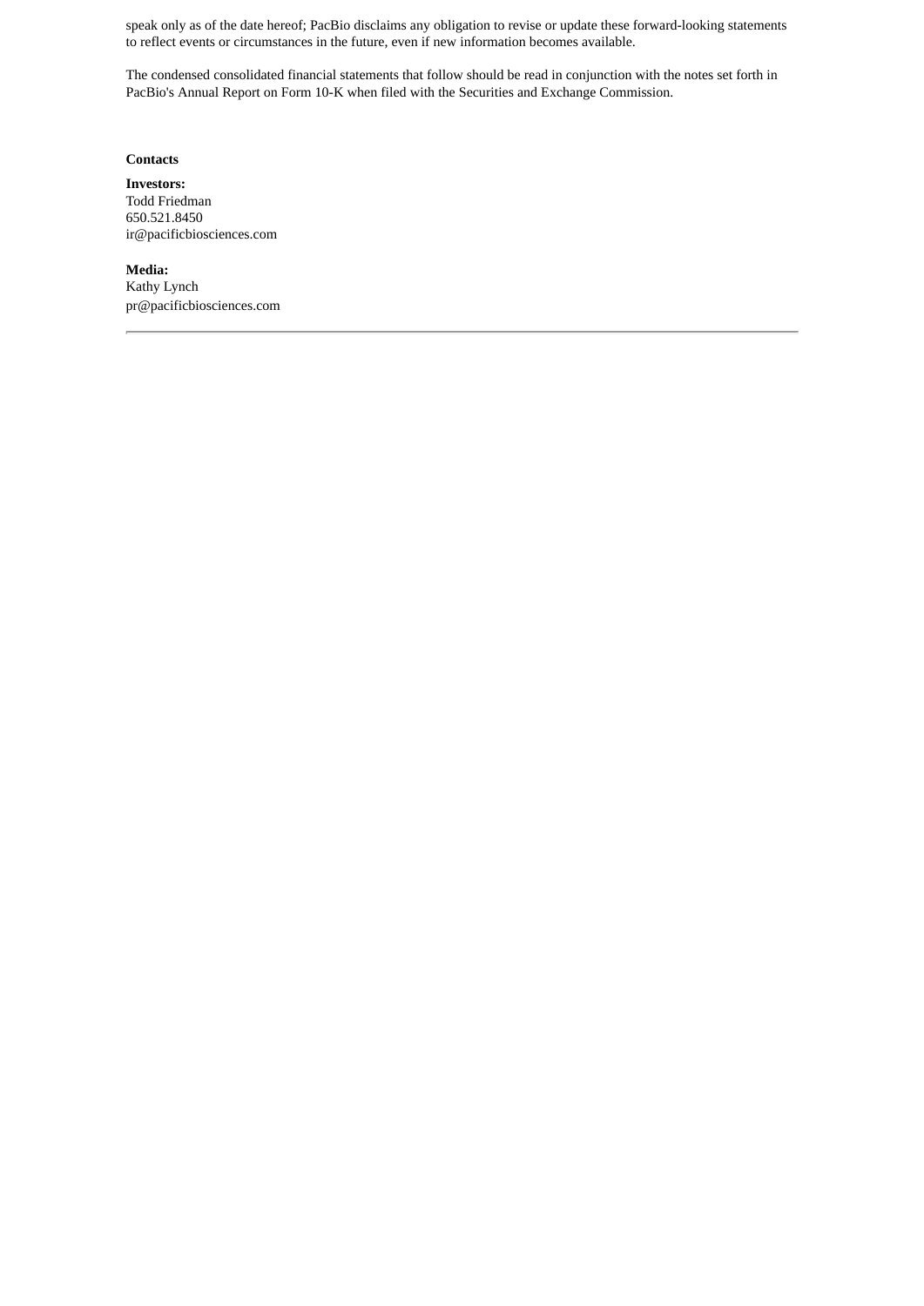speak only as of the date hereof; PacBio disclaims any obligation to revise or update these forward-looking statements to reflect events or circumstances in the future, even if new information becomes available.

The condensed consolidated financial statements that follow should be read in conjunction with the notes set forth in PacBio's Annual Report on Form 10-K when filed with the Securities and Exchange Commission.

**Contacts**

**Investors:**
Todd Friedman
650.521.8450
ir@pacificbiosciences.com

**Media:**
Kathy Lynch
pr@pacificbiosciences.com

---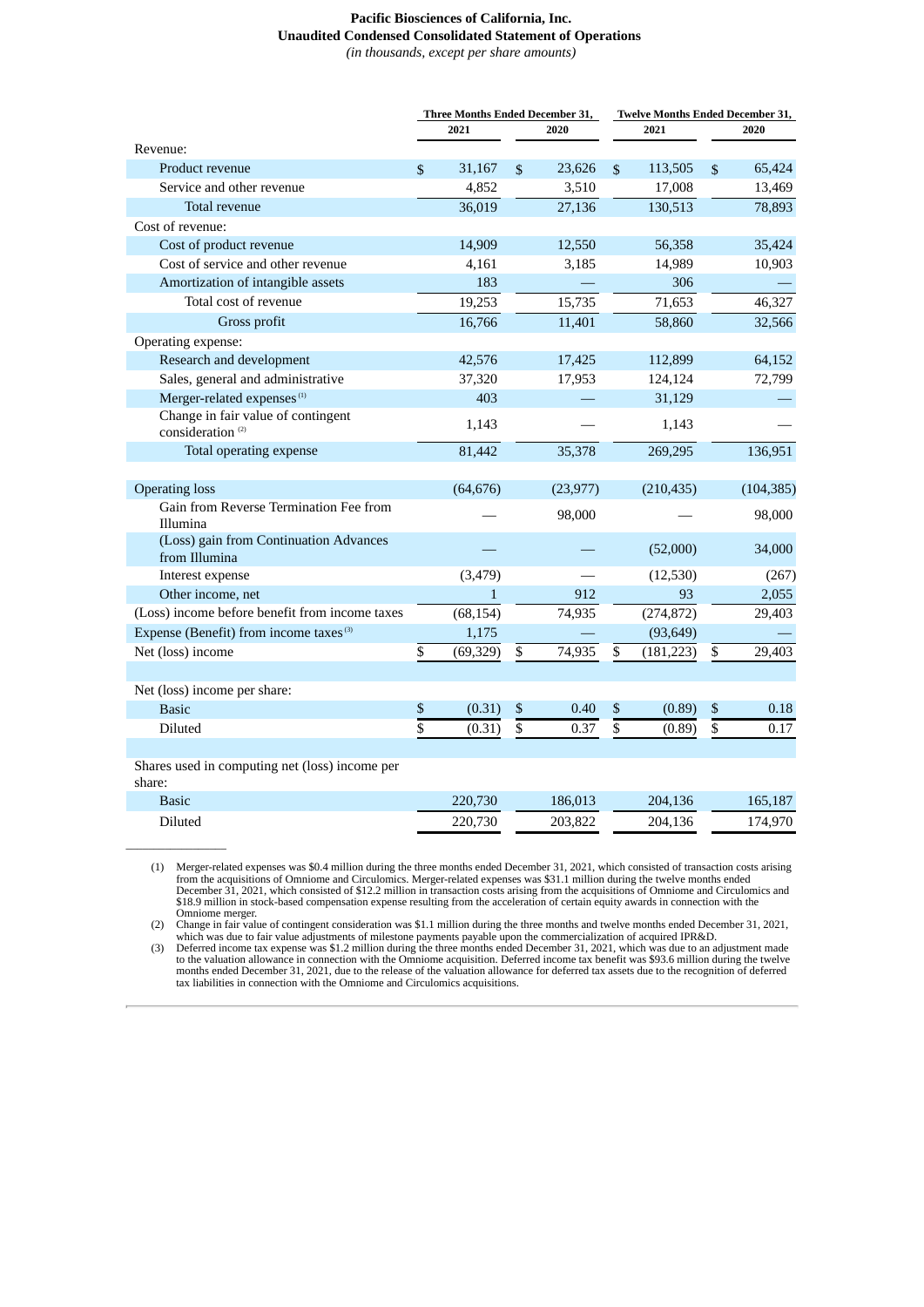**Pacific Biosciences of California, Inc.**
**Unaudited Condensed Consolidated Statement of Operations**
*(in thousands, except per share amounts)*

| | Three Months Ended December 31, | | Twelve Months Ended December 31, | |
|---|---|---|---|---|
| | 2021 | 2020 | 2021 | 2020 |
| Revenue: | | | | |
| Product revenue | $ 31,167 | $ 23,626 | $ 113,505 | $ 65,424 |
| Service and other revenue | 4,852 | 3,510 | 17,008 | 13,469 |
| Total revenue | 36,019 | 27,136 | 130,513 | 78,893 |
| Cost of revenue: | | | | |
| Cost of product revenue | 14,909 | 12,550 | 56,358 | 35,424 |
| Cost of service and other revenue | 4,161 | 3,185 | 14,989 | 10,903 |
| Amortization of intangible assets | 183 | — | 306 | — |
| Total cost of revenue | 19,253 | 15,735 | 71,653 | 46,327 |
| Gross profit | 16,766 | 11,401 | 58,860 | 32,566 |
| Operating expense: | | | | |
| Research and development | 42,576 | 17,425 | 112,899 | 64,152 |
| Sales, general and administrative | 37,320 | 17,953 | 124,124 | 72,799 |
| Merger-related expenses [(1)] | 403 | — | 31,129 | — |
| Change in fair value of contingent consideration [(2)] | 1,143 | — | 1,143 | — |
| Total operating expense | 81,442 | 35,378 | 269,295 | 136,951 |
| | | | | |
| Operating loss | (64,676) | (23,977) | (210,435) | (104,385) |
| Gain from Reverse Termination Fee from Illumina | — | 98,000 | — | 98,000 |
| (Loss) gain from Continuation Advances from Illumina | — | — | (52,000) | 34,000 |
| Interest expense | (3,479) | — | (12,530) | (267) |
| Other income, net | 1 | 912 | 93 | 2,055 |
| (Loss) income before benefit from income taxes | (68,154) | 74,935 | (274,872) | 29,403 |
| Expense (Benefit) from income taxes [(3)] | 1,175 | — | (93,649) | — |
| Net (loss) income | $ (69,329) | $ 74,935 | $ (181,223) | $ 29,403 |
| | | | | |
| Net (loss) income per share: | | | | |
| Basic | $ (0.31) | $ 0.40 | $ (0.89) | $ 0.18 |
| Diluted | $ (0.31) | $ 0.37 | $ (0.89) | $ 0.17 |
| | | | | |
| Shares used in computing net (loss) income per share: | | | | |
| Basic | 220,730 | 186,013 | 204,136 | 165,187 |
| Diluted | 220,730 | 203,822 | 204,136 | 174,970 |

(1) Merger-related expenses was $0.4 million during the three months ended December 31, 2021, which consisted of transaction costs arising from the acquisitions of Omniome and Circulomics. Merger-related expenses was $31.1 million during the twelve months ended December 31, 2021, which consisted of $12.2 million in transaction costs arising from the acquisitions of Omniome and Circulomics and $18.9 million in stock-based compensation expense resulting from the acceleration of certain equity awards in connection with the Omniome merger.

(2) Change in fair value of contingent consideration was $1.1 million during the three months and twelve months ended December 31, 2021, which was due to fair value adjustments of milestone payments payable upon the commercialization of acquired IPR&D.

(3) Deferred income tax expense was $1.2 million during the three months ended December 31, 2021, which was due to an adjustment made to the valuation allowance in connection with the Omniome acquisition. Deferred income tax benefit was $93.6 million during the twelve months ended December 31, 2021, due to the release of the valuation allowance for deferred tax assets due to the recognition of deferred tax liabilities in connection with the Omniome and Circulomics acquisitions.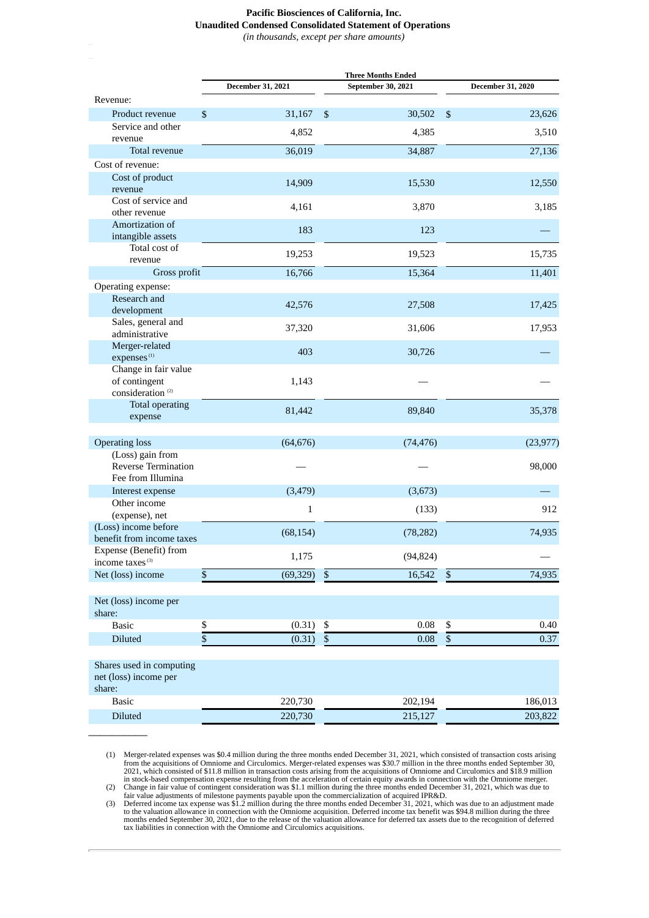**Pacific Biosciences of California, Inc.**
**Unaudited Condensed Consolidated Statement of Operations**
*(in thousands, except per share amounts)*

| | Three Months Ended | | |
|---|---|---|---|
| | December 31, 2021 | September 30, 2021 | December 31, 2020 |
| Revenue: | | | |
| Product revenue | $ 31,167 | $ 30,502 | $ 23,626 |
| Service and other revenue | 4,852 | 4,385 | 3,510 |
| Total revenue | 36,019 | 34,887 | 27,136 |
| Cost of revenue: | | | |
| Cost of product revenue | 14,909 | 15,530 | 12,550 |
| Cost of service and other revenue | 4,161 | 3,870 | 3,185 |
| Amortization of intangible assets | 183 | 123 | — |
| Total cost of revenue | 19,253 | 19,523 | 15,735 |
| Gross profit | 16,766 | 15,364 | 11,401 |
| Operating expense: | | | |
| Research and development | 42,576 | 27,508 | 17,425 |
| Sales, general and administrative | 37,320 | 31,606 | 17,953 |
| Merger-related expenses (1) | 403 | 30,726 | — |
| Change in fair value of contingent consideration (2) | 1,143 | — | — |
| Total operating expense | 81,442 | 89,840 | 35,378 |
| | | | |
| Operating loss | (64,676) | (74,476) | (23,977) |
| (Loss) gain from Reverse Termination Fee from Illumina | — | — | 98,000 |
| Interest expense | (3,479) | (3,673) | — |
| Other income (expense), net | 1 | (133) | 912 |
| (Loss) income before benefit from income taxes | (68,154) | (78,282) | 74,935 |
| Expense (Benefit) from income taxes (3) | 1,175 | (94,824) | — |
| Net (loss) income | $ (69,329) | $ 16,542 | $ 74,935 |
| | | | |
| Net (loss) income per share: | | | |
| Basic | $ (0.31) | $ 0.08 | $ 0.40 |
| Diluted | $ (0.31) | $ 0.08 | $ 0.37 |
| | | | |
| Shares used in computing net (loss) income per share: | | | |
| Basic | 220,730 | 202,194 | 186,013 |
| Diluted | 220,730 | 215,127 | 203,822 |

(1) Merger-related expenses was $0.4 million during the three months ended December 31, 2021, which consisted of transaction costs arising from the acquisitions of Omniome and Circulomics. Merger-related expenses was $30.7 million in the three months ended September 30, 2021, which consisted of $11.8 million in transaction costs arising from the acquisitions of Omniome and Circulomics and $18.9 million in stock-based compensation expense resulting from the acceleration of certain equity awards in connection with the Omniome merger.

(2) Change in fair value of contingent consideration was $1.1 million during the three months ended December 31, 2021, which was due to fair value adjustments of milestone payments payable upon the commercialization of acquired IPR&D.

(3) Deferred income tax expense was $1.2 million during the three months ended December 31, 2021, which was due to an adjustment made to the valuation allowance in connection with the Omniome acquisition. Deferred income tax benefit was $94.8 million during the three months ended September 30, 2021, due to the release of the valuation allowance for deferred tax assets due to the recognition of deferred tax liabilities in connection with the Omniome and Circulomics acquisitions.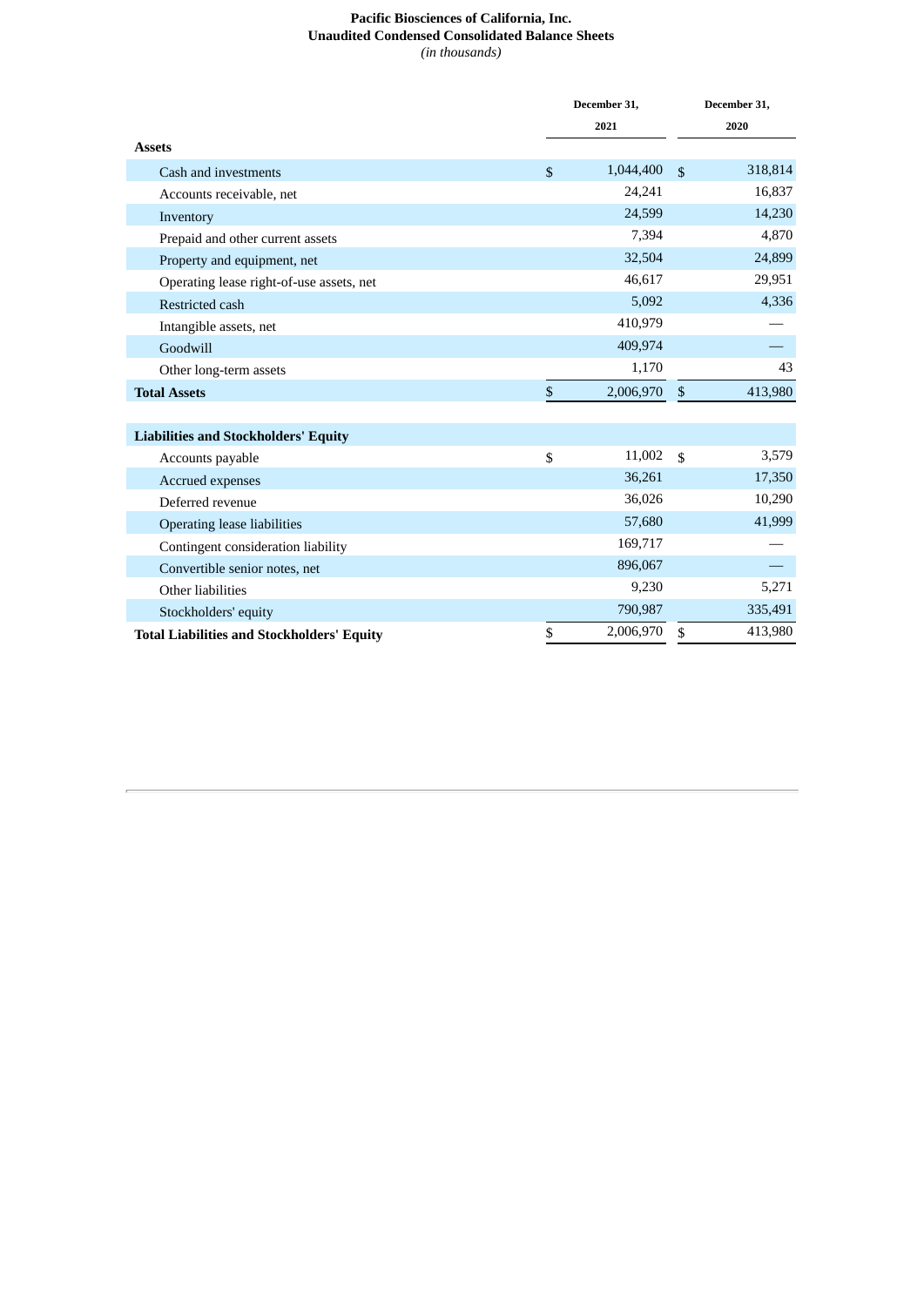# Pacific Biosciences of California, Inc.
## Unaudited Condensed Consolidated Balance Sheets
*(in thousands)*

| | December 31, 2021 | December 31, 2020 |
|---|---|---|
| **Assets** | | |
| Cash and investments | $ 1,044,400 | $ 318,814 |
| Accounts receivable, net | 24,241 | 16,837 |
| Inventory | 24,599 | 14,230 |
| Prepaid and other current assets | 7,394 | 4,870 |
| Property and equipment, net | 32,504 | 24,899 |
| Operating lease right-of-use assets, net | 46,617 | 29,951 |
| Restricted cash | 5,092 | 4,336 |
| Intangible assets, net | 410,979 | — |
| Goodwill | 409,974 | — |
| Other long-term assets | 1,170 | 43 |
| **Total Assets** | $ 2,006,970 | $ 413,980 |
| | | |
| **Liabilities and Stockholders' Equity** | | |
| Accounts payable | $ 11,002 | $ 3,579 |
| Accrued expenses | 36,261 | 17,350 |
| Deferred revenue | 36,026 | 10,290 |
| Operating lease liabilities | 57,680 | 41,999 |
| Contingent consideration liability | 169,717 | — |
| Convertible senior notes, net | 896,067 | — |
| Other liabilities | 9,230 | 5,271 |
| Stockholders' equity | 790,987 | 335,491 |
| **Total Liabilities and Stockholders' Equity** | $ 2,006,970 | $ 413,980 |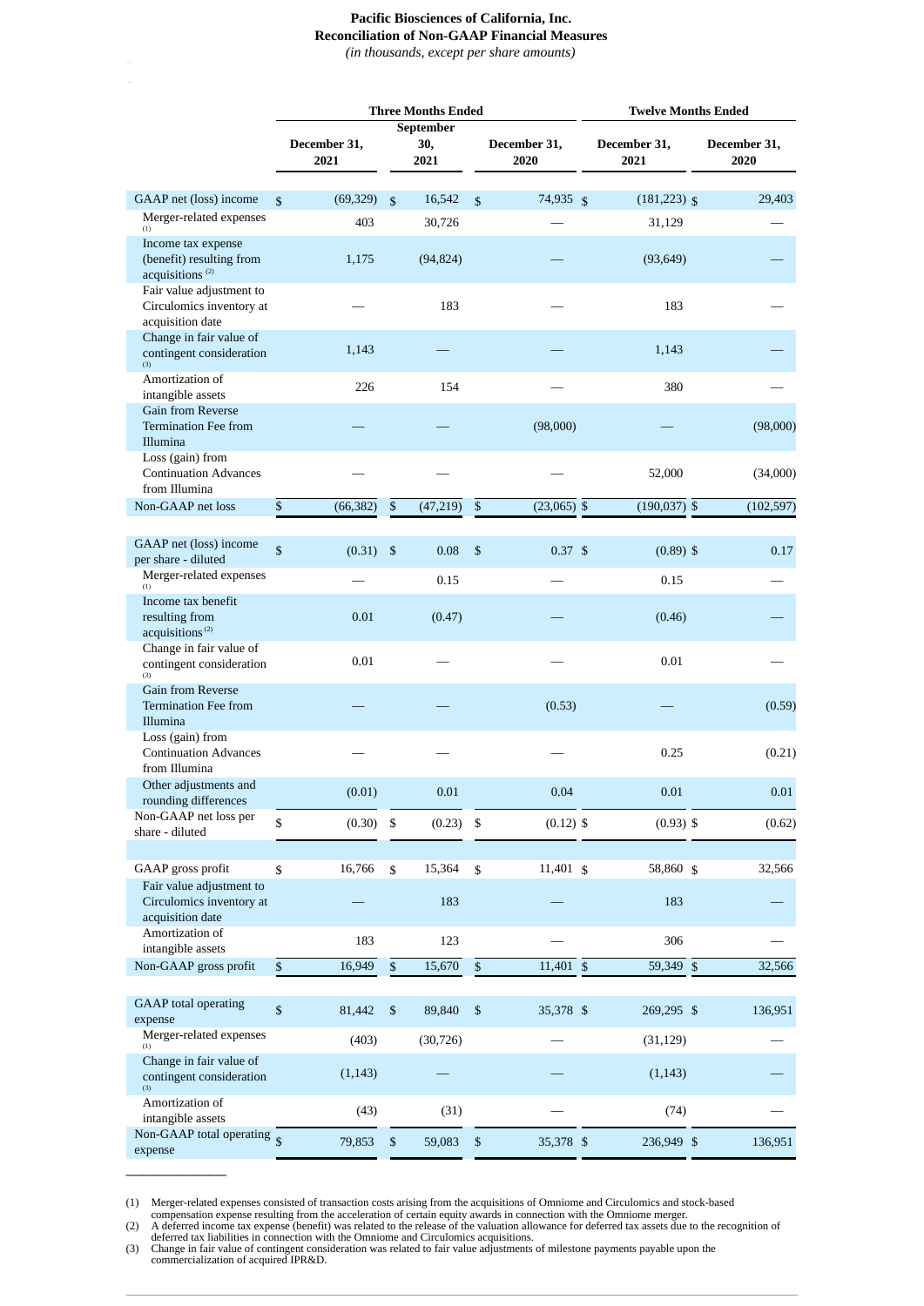**Pacific Biosciences of California, Inc.**
**Reconciliation of Non-GAAP Financial Measures**
*(in thousands, except per share amounts)*

| | Three Months Ended | | | Twelve Months Ended | |
|---|---|---|---|---|---|
| | December 31, 2021 | September 30, 2021 | December 31, 2020 | December 31, 2021 | December 31, 2020 |
| GAAP net (loss) income | $ (69,329) | $ 16,542 | $ 74,935 | $ (181,223) | $ 29,403 |
| Merger-related expenses (1) | 403 | 30,726 | — | 31,129 | — |
| Income tax expense (benefit) resulting from acquisitions (2) | 1,175 | (94,824) | — | (93,649) | — |
| Fair value adjustment to Circulomics inventory at acquisition date | — | 183 | — | 183 | — |
| Change in fair value of contingent consideration (3) | 1,143 | — | — | 1,143 | — |
| Amortization of intangible assets | 226 | 154 | — | 380 | — |
| Gain from Reverse Termination Fee from Illumina | — | — | (98,000) | — | (98,000) |
| Loss (gain) from Continuation Advances from Illumina | — | — | — | 52,000 | (34,000) |
| Non-GAAP net loss | $ (66,382) | $ (47,219) | $ (23,065) | $ (190,037) | $ (102,597) |
| | | | | | |
| GAAP net (loss) income per share - diluted | $ (0.31) | $ 0.08 | $ 0.37 | $ (0.89) | $ 0.17 |
| Merger-related expenses (1) | — | 0.15 | — | 0.15 | — |
| Income tax benefit resulting from acquisitions (2) | 0.01 | (0.47) | — | (0.46) | — |
| Change in fair value of contingent consideration (3) | 0.01 | — | — | 0.01 | — |
| Gain from Reverse Termination Fee from Illumina | — | — | (0.53) | — | (0.59) |
| Loss (gain) from Continuation Advances from Illumina | — | — | — | 0.25 | (0.21) |
| Other adjustments and rounding differences | (0.01) | 0.01 | 0.04 | 0.01 | 0.01 |
| Non-GAAP net loss per share - diluted | $ (0.30) | $ (0.23) | $ (0.12) | $ (0.93) | $ (0.62) |
| | | | | | |
| GAAP gross profit | $ 16,766 | $ 15,364 | $ 11,401 | $ 58,860 | $ 32,566 |
| Fair value adjustment to Circulomics inventory at acquisition date | — | 183 | — | 183 | — |
| Amortization of intangible assets | 183 | 123 | — | 306 | — |
| Non-GAAP gross profit | $ 16,949 | $ 15,670 | $ 11,401 | $ 59,349 | $ 32,566 |
| | | | | | |
| GAAP total operating expense | $ 81,442 | $ 89,840 | $ 35,378 | $ 269,295 | $ 136,951 |
| Merger-related expenses (1) | (403) | (30,726) | — | (31,129) | — |
| Change in fair value of contingent consideration (3) | (1,143) | — | — | (1,143) | — |
| Amortization of intangible assets | (43) | (31) | — | (74) | — |
| Non-GAAP total operating expense | $ 79,853 | $ 59,083 | $ 35,378 | $ 236,949 | $ 136,951 |

(1) Merger-related expenses consisted of transaction costs arising from the acquisitions of Omniome and Circulomics and stock-based compensation expense resulting from the acceleration of certain equity awards in connection with the Omniome merger.
(2) A deferred income tax expense (benefit) was related to the release of the valuation allowance for deferred tax assets due to the recognition of deferred tax liabilities in connection with the Omniome and Circulomics acquisitions.
(3) Change in fair value of contingent consideration was related to fair value adjustments of milestone payments payable upon the commercialization of acquired IPR&D.